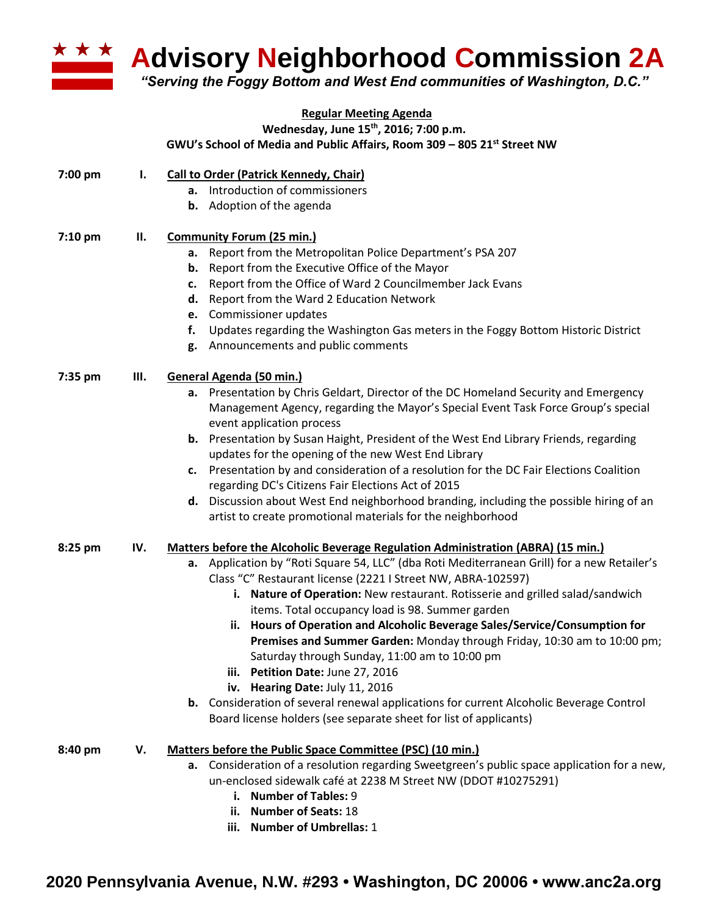# Advisory Neighborhood Commission 2A

*"Serving the Foggy Bottom and West End communities of Washington, D.C."*

**Regular Meeting Agenda**

**Wednesday, June 15th, 2016; 7:00 p.m.**

**GWU's School of Media and Public Affairs, Room 309 – 805 21st Street NW**

**7:00 pm I. Call to Order (Patrick Kennedy, Chair)**

- **a.** Introduction of commissioners
- **b.** Adoption of the agenda

**7:10 pm II. Community Forum (25 min.)**

- **a.** Report from the Metropolitan Police Department's PSA 207
- **b.** Report from the Executive Office of the Mayor
- **c.** Report from the Office of Ward 2 Councilmember Jack Evans
- **d.** Report from the Ward 2 Education Network
- **e.** Commissioner updates
- **f.** Updates regarding the Washington Gas meters in the Foggy Bottom Historic District
- **g.** Announcements and public comments

**7:35 pm III. General Agenda (50 min.)**

- **a.** Presentation by Chris Geldart, Director of the DC Homeland Security and Emergency Management Agency, regarding the Mayor's Special Event Task Force Group's special event application process
- **b.** Presentation by Susan Haight, President of the West End Library Friends, regarding updates for the opening of the new West End Library
- **c.** Presentation by and consideration of a resolution for the DC Fair Elections Coalition regarding DC's Citizens Fair Elections Act of 2015
- **d.** Discussion about West End neighborhood branding, including the possible hiring of an artist to create promotional materials for the neighborhood

**8:25 pm IV. Matters before the Alcoholic Beverage Regulation Administration (ABRA) (15 min.)**

- **a.** Application by "Roti Square 54, LLC" (dba Roti Mediterranean Grill) for a new Retailer's Class "C" Restaurant license (2221 I Street NW, ABRA-102597)
  - **i. Nature of Operation:** New restaurant. Rotisserie and grilled salad/sandwich items. Total occupancy load is 98. Summer garden
  - **ii. Hours of Operation and Alcoholic Beverage Sales/Service/Consumption for Premises and Summer Garden:** Monday through Friday, 10:30 am to 10:00 pm; Saturday through Sunday, 11:00 am to 10:00 pm
  - **iii. Petition Date:** June 27, 2016
  - **iv. Hearing Date:** July 11, 2016
- **b.** Consideration of several renewal applications for current Alcoholic Beverage Control Board license holders (see separate sheet for list of applicants)

**8:40 pm V. Matters before the Public Space Committee (PSC) (10 min.)**

- **a.** Consideration of a resolution regarding Sweetgreen's public space application for a new, un-enclosed sidewalk café at 2238 M Street NW (DDOT #10275291)
  - **i. Number of Tables:** 9
  - **ii. Number of Seats:** 18
  - **iii. Number of Umbrellas:** 1

2020 Pennsylvania Avenue, N.W. #293 • Washington, DC 20006 • www.anc2a.org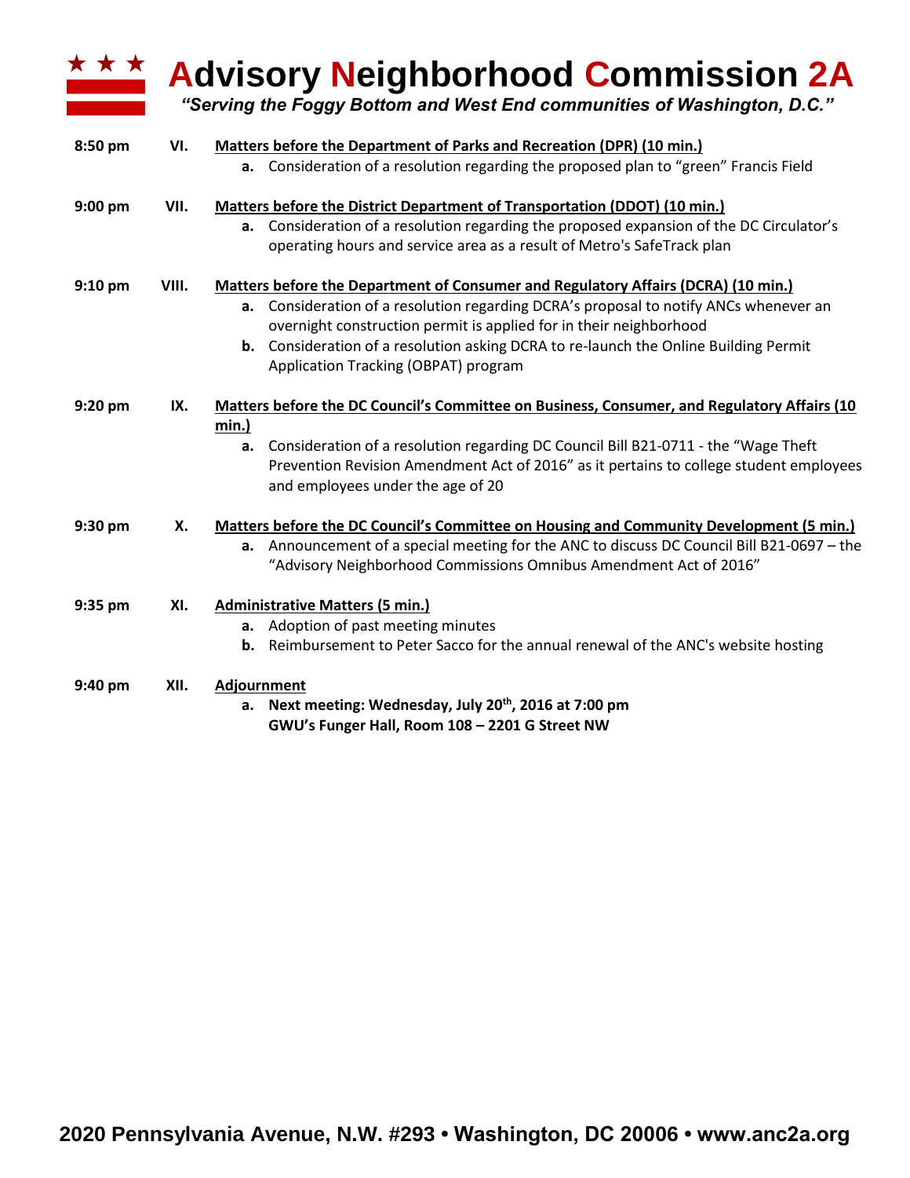# Advisory Neighborhood Commission 2A

*"Serving the Foggy Bottom and West End communities of Washington, D.C."*

**8:50 pm** **VI.** **Matters before the Department of Parks and Recreation (DPR) (10 min.)**

- **a.** Consideration of a resolution regarding the proposed plan to "green" Francis Field

**9:00 pm** **VII.** **Matters before the District Department of Transportation (DDOT) (10 min.)**

- **a.** Consideration of a resolution regarding the proposed expansion of the DC Circulator's operating hours and service area as a result of Metro's SafeTrack plan

**9:10 pm** **VIII.** **Matters before the Department of Consumer and Regulatory Affairs (DCRA) (10 min.)**

- **a.** Consideration of a resolution regarding DCRA's proposal to notify ANCs whenever an overnight construction permit is applied for in their neighborhood
- **b.** Consideration of a resolution asking DCRA to re-launch the Online Building Permit Application Tracking (OBPAT) program

**9:20 pm** **IX.** **Matters before the DC Council's Committee on Business, Consumer, and Regulatory Affairs (10 min.)**

- **a.** Consideration of a resolution regarding DC Council Bill B21-0711 - the "Wage Theft Prevention Revision Amendment Act of 2016" as it pertains to college student employees and employees under the age of 20

**9:30 pm** **X.** **Matters before the DC Council's Committee on Housing and Community Development (5 min.)**

- **a.** Announcement of a special meeting for the ANC to discuss DC Council Bill B21-0697 – the "Advisory Neighborhood Commissions Omnibus Amendment Act of 2016"

**9:35 pm** **XI.** **Administrative Matters (5 min.)**

- **a.** Adoption of past meeting minutes
- **b.** Reimbursement to Peter Sacco for the annual renewal of the ANC's website hosting

**9:40 pm** **XII.** **Adjournment**

- **a.** **Next meeting: Wednesday, July 20th, 2016 at 7:00 pm**
  **GWU's Funger Hall, Room 108 – 2201 G Street NW**

**2020 Pennsylvania Avenue, N.W. #293 • Washington, DC 20006 • www.anc2a.org**